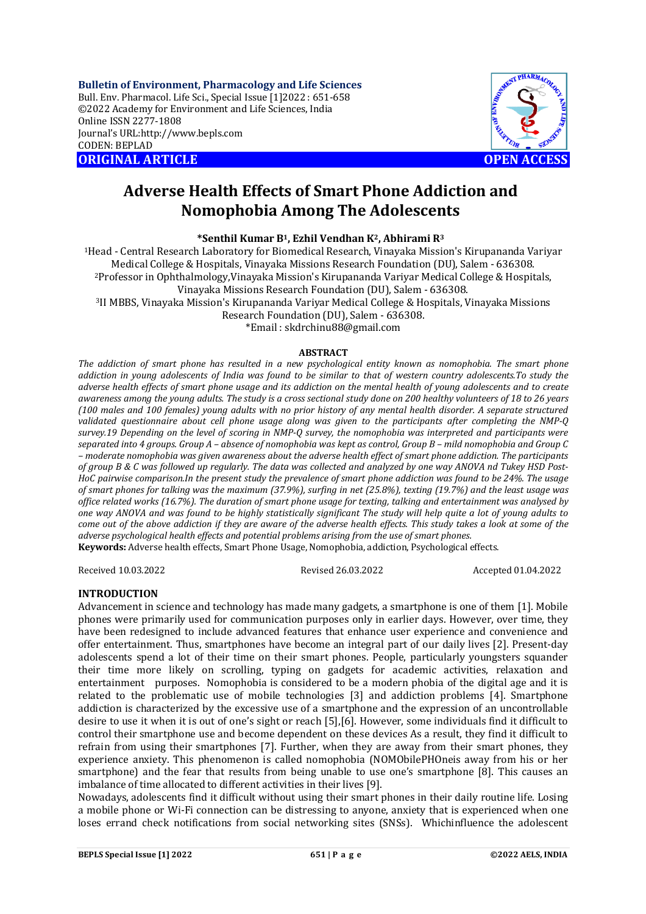**Bulletin of Environment, Pharmacology and Life Sciences**
Bull. Env. Pharmacol. Life Sci., Special Issue [1]2022 : 651-658
©2022 Academy for Environment and Life Sciences, India
Online ISSN 2277-1808
Journal's URL:http://www.bepls.com
CODEN: BEPLAD

**ORIGINAL ARTICLE** **OPEN ACCESS**

# Adverse Health Effects of Smart Phone Addiction and Nomophobia Among The Adolescents

**\*Senthil Kumar B[1], Ezhil Vendhan K[2], Abhirami R[3]**

[1]Head - Central Research Laboratory for Biomedical Research, Vinayaka Mission's Kirupananda Variyar Medical College & Hospitals, Vinayaka Missions Research Foundation (DU), Salem - 636308.
[2]Professor in Ophthalmology,Vinayaka Mission's Kirupananda Variyar Medical College & Hospitals, Vinayaka Missions Research Foundation (DU), Salem - 636308.
[3]II MBBS, Vinayaka Mission's Kirupananda Variyar Medical College & Hospitals, Vinayaka Missions Research Foundation (DU), Salem - 636308.
\*Email : skdrchinu88@gmail.com

## ABSTRACT

*The addiction of smart phone has resulted in a new psychological entity known as nomophobia. The smart phone addiction in young adolescents of India was found to be similar to that of western country adolescents.To study the adverse health effects of smart phone usage and its addiction on the mental health of young adolescents and to create awareness among the young adults. The study is a cross sectional study done on 200 healthy volunteers of 18 to 26 years (100 males and 100 females) young adults with no prior history of any mental health disorder. A separate structured validated questionnaire about cell phone usage along was given to the participants after completing the NMP-Q survey.19 Depending on the level of scoring in NMP-Q survey, the nomophobia was interpreted and participants were separated into 4 groups. Group A – absence of nomophobia was kept as control, Group B – mild nomophobia and Group C – moderate nomophobia was given awareness about the adverse health effect of smart phone addiction. The participants of group B & C was followed up regularly. The data was collected and analyzed by one way ANOVA nd Tukey HSD Post-HoC pairwise comparison.In the present study the prevalence of smart phone addiction was found to be 24%. The usage of smart phones for talking was the maximum (37.9%), surfing in net (25.8%), texting (19.7%) and the least usage was office related works (16.7%). The duration of smart phone usage for texting, talking and entertainment was analysed by one way ANOVA and was found to be highly statistically significant The study will help quite a lot of young adults to come out of the above addiction if they are aware of the adverse health effects. This study takes a look at some of the adverse psychological health effects and potential problems arising from the use of smart phones.*

**Keywords:** Adverse health effects, Smart Phone Usage, Nomophobia, addiction, Psychological effects.

Received 10.03.2022 Revised 26.03.2022 Accepted 01.04.2022

## INTRODUCTION

Advancement in science and technology has made many gadgets, a smartphone is one of them [1]. Mobile phones were primarily used for communication purposes only in earlier days. However, over time, they have been redesigned to include advanced features that enhance user experience and convenience and offer entertainment. Thus, smartphones have become an integral part of our daily lives [2]. Present-day adolescents spend a lot of their time on their smart phones. People, particularly youngsters squander their time more likely on scrolling, typing on gadgets for academic activities, relaxation and entertainment purposes. Nomophobia is considered to be a modern phobia of the digital age and it is related to the problematic use of mobile technologies [3] and addiction problems [4]. Smartphone addiction is characterized by the excessive use of a smartphone and the expression of an uncontrollable desire to use it when it is out of one's sight or reach [5],[6]. However, some individuals find it difficult to control their smartphone use and become dependent on these devices As a result, they find it difficult to refrain from using their smartphones [7]. Further, when they are away from their smart phones, they experience anxiety. This phenomenon is called nomophobia (NOMObilePHOneis away from his or her smartphone) and the fear that results from being unable to use one's smartphone [8]. This causes an imbalance of time allocated to different activities in their lives [9].

Nowadays, adolescents find it difficult without using their smart phones in their daily routine life. Losing a mobile phone or Wi-Fi connection can be distressing to anyone, anxiety that is experienced when one loses errand check notifications from social networking sites (SNSs). Whichinfluence the adolescent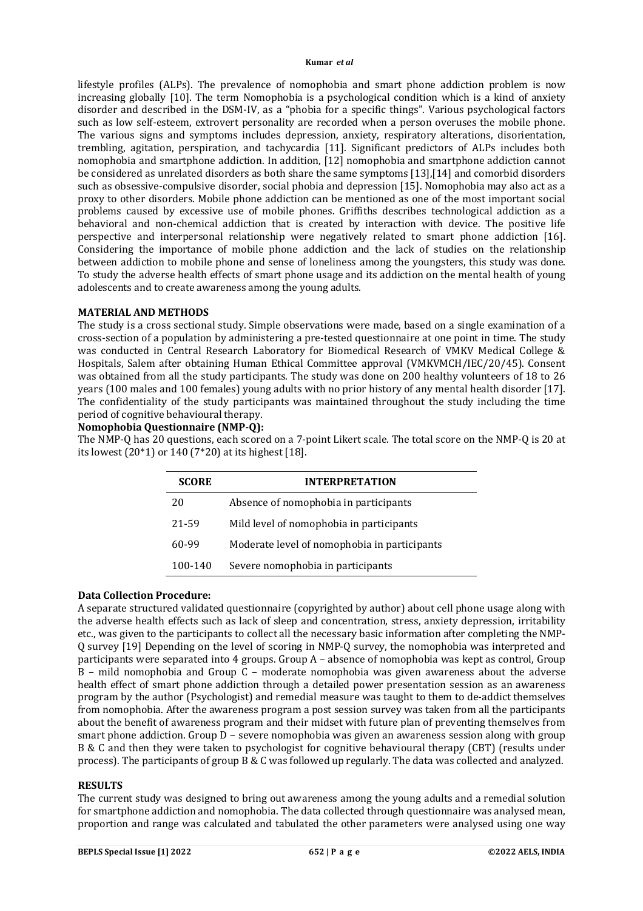lifestyle profiles (ALPs). The prevalence of nomophobia and smart phone addiction problem is now increasing globally [10]. The term Nomophobia is a psychological condition which is a kind of anxiety disorder and described in the DSM-IV, as a "phobia for a specific things". Various psychological factors such as low self-esteem, extrovert personality are recorded when a person overuses the mobile phone. The various signs and symptoms includes depression, anxiety, respiratory alterations, disorientation, trembling, agitation, perspiration, and tachycardia [11]. Significant predictors of ALPs includes both nomophobia and smartphone addiction. In addition, [12] nomophobia and smartphone addiction cannot be considered as unrelated disorders as both share the same symptoms [13],[14] and comorbid disorders such as obsessive-compulsive disorder, social phobia and depression [15]. Nomophobia may also act as a proxy to other disorders. Mobile phone addiction can be mentioned as one of the most important social problems caused by excessive use of mobile phones. Griffiths describes technological addiction as a behavioral and non-chemical addiction that is created by interaction with device. The positive life perspective and interpersonal relationship were negatively related to smart phone addiction [16]. Considering the importance of mobile phone addiction and the lack of studies on the relationship between addiction to mobile phone and sense of loneliness among the youngsters, this study was done. To study the adverse health effects of smart phone usage and its addiction on the mental health of young adolescents and to create awareness among the young adults.

## MATERIAL AND METHODS

The study is a cross sectional study. Simple observations were made, based on a single examination of a cross-section of a population by administering a pre-tested questionnaire at one point in time. The study was conducted in Central Research Laboratory for Biomedical Research of VMKV Medical College & Hospitals, Salem after obtaining Human Ethical Committee approval (VMKVMCH/IEC/20/45). Consent was obtained from all the study participants. The study was done on 200 healthy volunteers of 18 to 26 years (100 males and 100 females) young adults with no prior history of any mental health disorder [17]. The confidentiality of the study participants was maintained throughout the study including the time period of cognitive behavioural therapy.

### Nomophobia Questionnaire (NMP-Q):

The NMP-Q has 20 questions, each scored on a 7-point Likert scale. The total score on the NMP-Q is 20 at its lowest (20*1) or 140 (7*20) at its highest [18].

| SCORE | INTERPRETATION |
|---|---|
| 20 | Absence of nomophobia in participants |
| 21-59 | Mild level of nomophobia in participants |
| 60-99 | Moderate level of nomophobia in participants |
| 100-140 | Severe nomophobia in participants |

### Data Collection Procedure:

A separate structured validated questionnaire (copyrighted by author) about cell phone usage along with the adverse health effects such as lack of sleep and concentration, stress, anxiety depression, irritability etc., was given to the participants to collect all the necessary basic information after completing the NMP-Q survey [19] Depending on the level of scoring in NMP-Q survey, the nomophobia was interpreted and participants were separated into 4 groups. Group A – absence of nomophobia was kept as control, Group B – mild nomophobia and Group C – moderate nomophobia was given awareness about the adverse health effect of smart phone addiction through a detailed power presentation session as an awareness program by the author (Psychologist) and remedial measure was taught to them to de-addict themselves from nomophobia. After the awareness program a post session survey was taken from all the participants about the benefit of awareness program and their midset with future plan of preventing themselves from smart phone addiction. Group D – severe nomophobia was given an awareness session along with group B & C and then they were taken to psychologist for cognitive behavioural therapy (CBT) (results under process). The participants of group B & C was followed up regularly. The data was collected and analyzed.

## RESULTS

The current study was designed to bring out awareness among the young adults and a remedial solution for smartphone addiction and nomophobia. The data collected through questionnaire was analysed mean, proportion and range was calculated and tabulated the other parameters were analysed using one way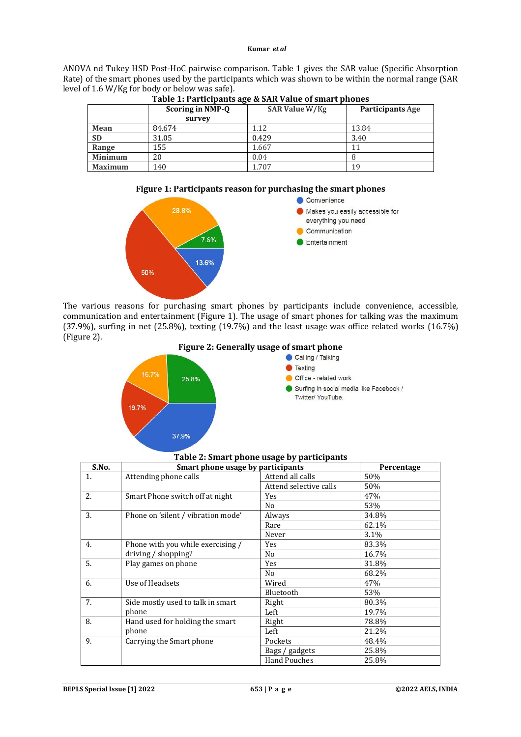ANOVA nd Tukey HSD Post-HoC pairwise comparison. Table 1 gives the SAR value (Specific Absorption Rate) of the smart phones used by the participants which was shown to be within the normal range (SAR level of 1.6 W/Kg for body or below was safe).

**Table 1: Participants age & SAR Value of smart phones**

| | Scoring in NMP-Q survey | SAR Value W/Kg | Participants Age |
|---|---|---|---|
| **Mean** | 84.674 | 1.12 | 13.84 |
| **SD** | 31.05 | 0.429 | 3.40 |
| **Range** | 155 | 1.667 | 11 |
| **Minimum** | 20 | 0.04 | 8 |
| **Maximum** | 140 | 1.707 | 19 |

**Figure 1: Participants reason for purchasing the smart phones**

The various reasons for purchasing smart phones by participants include convenience, accessible, communication and entertainment (Figure 1). The usage of smart phones for talking was the maximum (37.9%), surfing in net (25.8%), texting (19.7%) and the least usage was office related works (16.7%) (Figure 2).

**Figure 2: Generally usage of smart phone**

**Table 2: Smart phone usage by participants**

| S.No. | Smart phone usage by participants | | Percentage |
|---|---|---|---|
| 1. | Attending phone calls | Attend all calls | 50% |
| | | Attend selective calls | 50% |
| 2. | Smart Phone switch off at night | Yes | 47% |
| | | No | 53% |
| 3. | Phone on 'silent / vibration mode' | Always | 34.8% |
| | | Rare | 62.1% |
| | | Never | 3.1% |
| 4. | Phone with you while exercising / driving / shopping? | Yes | 83.3% |
| | | No | 16.7% |
| 5. | Play games on phone | Yes | 31.8% |
| | | No | 68.2% |
| 6. | Use of Headsets | Wired | 47% |
| | | Bluetooth | 53% |
| 7. | Side mostly used to talk in smart phone | Right | 80.3% |
| | | Left | 19.7% |
| 8. | Hand used for holding the smart phone | Right | 78.8% |
| | | Left | 21.2% |
| 9. | Carrying the Smart phone | Pockets | 48.4% |
| | | Bags / gadgets | 25.8% |
| | | Hand Pouches | 25.8% |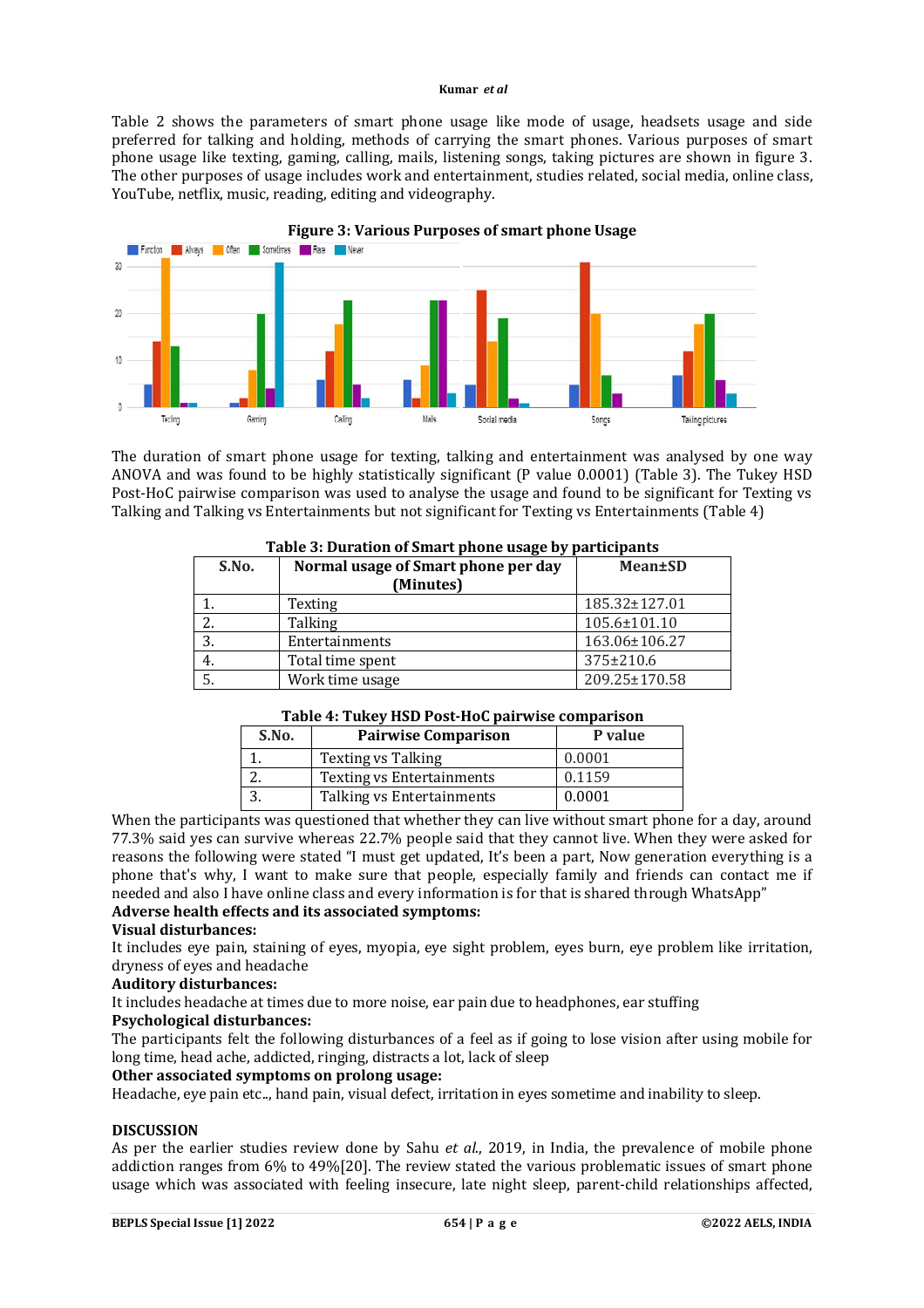Table 2 shows the parameters of smart phone usage like mode of usage, headsets usage and side preferred for talking and holding, methods of carrying the smart phones. Various purposes of smart phone usage like texting, gaming, calling, mails, listening songs, taking pictures are shown in figure 3. The other purposes of usage includes work and entertainment, studies related, social media, online class, YouTube, netflix, music, reading, editing and videography.

**Figure 3: Various Purposes of smart phone Usage**

The duration of smart phone usage for texting, talking and entertainment was analysed by one way ANOVA and was found to be highly statistically significant (P value 0.0001) (Table 3). The Tukey HSD Post-HoC pairwise comparison was used to analyse the usage and found to be significant for Texting vs Talking and Talking vs Entertainments but not significant for Texting vs Entertainments (Table 4)

**Table 3: Duration of Smart phone usage by participants**

| S.No. | Normal usage of Smart phone per day (Minutes) | Mean±SD |
|---|---|---|
| 1. | Texting | 185.32±127.01 |
| 2. | Talking | 105.6±101.10 |
| 3. | Entertainments | 163.06±106.27 |
| 4. | Total time spent | 375±210.6 |
| 5. | Work time usage | 209.25±170.58 |

**Table 4: Tukey HSD Post-HoC pairwise comparison**

| S.No. | Pairwise Comparison | P value |
|---|---|---|
| 1. | Texting vs Talking | 0.0001 |
| 2. | Texting vs Entertainments | 0.1159 |
| 3. | Talking vs Entertainments | 0.0001 |

When the participants was questioned that whether they can live without smart phone for a day, around 77.3% said yes can survive whereas 22.7% people said that they cannot live. When they were asked for reasons the following were stated "I must get updated, It's been a part, Now generation everything is a phone that's why, I want to make sure that people, especially family and friends can contact me if needed and also I have online class and every information is for that is shared through WhatsApp"

**Adverse health effects and its associated symptoms:**

**Visual disturbances:**

It includes eye pain, staining of eyes, myopia, eye sight problem, eyes burn, eye problem like irritation, dryness of eyes and headache

**Auditory disturbances:**

It includes headache at times due to more noise, ear pain due to headphones, ear stuffing

**Psychological disturbances:**

The participants felt the following disturbances of a feel as if going to lose vision after using mobile for long time, head ache, addicted, ringing, distracts a lot, lack of sleep

**Other associated symptoms on prolong usage:**

Headache, eye pain etc.., hand pain, visual defect, irritation in eyes sometime and inability to sleep.

## DISCUSSION

As per the earlier studies review done by Sahu *et al.*, 2019, in India, the prevalence of mobile phone addiction ranges from 6% to 49%[20]. The review stated the various problematic issues of smart phone usage which was associated with feeling insecure, late night sleep, parent-child relationships affected,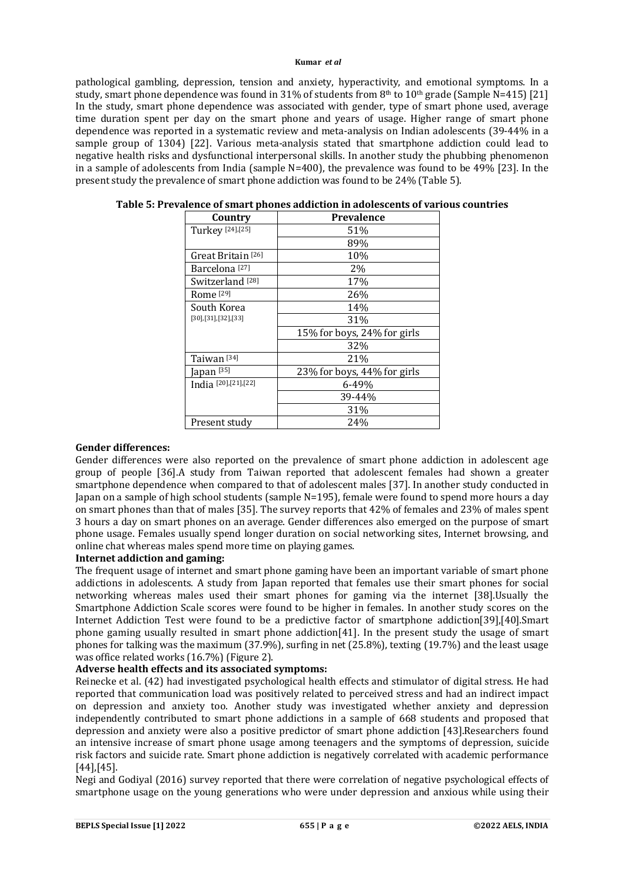pathological gambling, depression, tension and anxiety, hyperactivity, and emotional symptoms. In a study, smart phone dependence was found in 31% of students from 8th to 10th grade (Sample N=415) [21] In the study, smart phone dependence was associated with gender, type of smart phone used, average time duration spent per day on the smart phone and years of usage. Higher range of smart phone dependence was reported in a systematic review and meta-analysis on Indian adolescents (39-44% in a sample group of 1304) [22]. Various meta-analysis stated that smartphone addiction could lead to negative health risks and dysfunctional interpersonal skills. In another study the phubbing phenomenon in a sample of adolescents from India (sample N=400), the prevalence was found to be 49% [23]. In the present study the prevalence of smart phone addiction was found to be 24% (Table 5).

**Table 5: Prevalence of smart phones addiction in adolescents of various countries**

| Country | Prevalence |
|---|---|
| Turkey [24],[25] | 51% |
| | 89% |
| Great Britain [26] | 10% |
| Barcelona [27] | 2% |
| Switzerland [28] | 17% |
| Rome [29] | 26% |
| South Korea [30],[31],[32],[33] | 14% |
| | 31% |
| | 15% for boys, 24% for girls |
| | 32% |
| Taiwan [34] | 21% |
| Japan [35] | 23% for boys, 44% for girls |
| India [20],[21],[22] | 6-49% |
| | 39-44% |
| | 31% |
| Present study | 24% |

**Gender differences:**

Gender differences were also reported on the prevalence of smart phone addiction in adolescent age group of people [36].A study from Taiwan reported that adolescent females had shown a greater smartphone dependence when compared to that of adolescent males [37]. In another study conducted in Japan on a sample of high school students (sample N=195), female were found to spend more hours a day on smart phones than that of males [35]. The survey reports that 42% of females and 23% of males spent 3 hours a day on smart phones on an average. Gender differences also emerged on the purpose of smart phone usage. Females usually spend longer duration on social networking sites, Internet browsing, and online chat whereas males spend more time on playing games.

**Internet addiction and gaming:**

The frequent usage of internet and smart phone gaming have been an important variable of smart phone addictions in adolescents. A study from Japan reported that females use their smart phones for social networking whereas males used their smart phones for gaming via the internet [38].Usually the Smartphone Addiction Scale scores were found to be higher in females. In another study scores on the Internet Addiction Test were found to be a predictive factor of smartphone addiction[39],[40].Smart phone gaming usually resulted in smart phone addiction[41]. In the present study the usage of smart phones for talking was the maximum (37.9%), surfing in net (25.8%), texting (19.7%) and the least usage was office related works (16.7%) (Figure 2).

**Adverse health effects and its associated symptoms:**

Reinecke et al. (42) had investigated psychological health effects and stimulator of digital stress. He had reported that communication load was positively related to perceived stress and had an indirect impact on depression and anxiety too. Another study was investigated whether anxiety and depression independently contributed to smart phone addictions in a sample of 668 students and proposed that depression and anxiety were also a positive predictor of smart phone addiction [43].Researchers found an intensive increase of smart phone usage among teenagers and the symptoms of depression, suicide risk factors and suicide rate. Smart phone addiction is negatively correlated with academic performance [44],[45].

Negi and Godiyal (2016) survey reported that there were correlation of negative psychological effects of smartphone usage on the young generations who were under depression and anxious while using their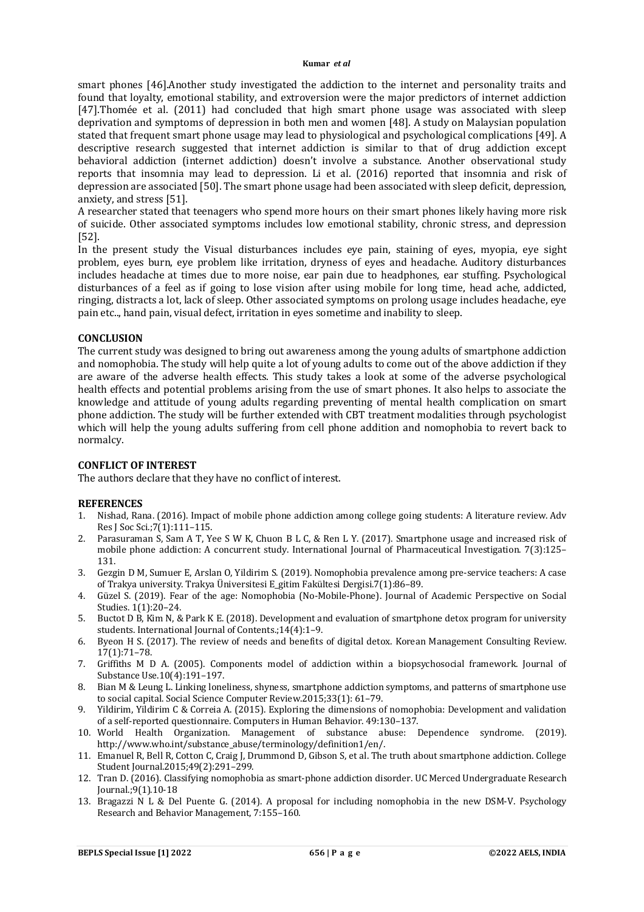smart phones [46].Another study investigated the addiction to the internet and personality traits and found that loyalty, emotional stability, and extroversion were the major predictors of internet addiction [47].Thomée et al. (2011) had concluded that high smart phone usage was associated with sleep deprivation and symptoms of depression in both men and women [48]. A study on Malaysian population stated that frequent smart phone usage may lead to physiological and psychological complications [49]. A descriptive research suggested that internet addiction is similar to that of drug addiction except behavioral addiction (internet addiction) doesn't involve a substance. Another observational study reports that insomnia may lead to depression. Li et al. (2016) reported that insomnia and risk of depression are associated [50]. The smart phone usage had been associated with sleep deficit, depression, anxiety, and stress [51].

A researcher stated that teenagers who spend more hours on their smart phones likely having more risk of suicide. Other associated symptoms includes low emotional stability, chronic stress, and depression [52].

In the present study the Visual disturbances includes eye pain, staining of eyes, myopia, eye sight problem, eyes burn, eye problem like irritation, dryness of eyes and headache. Auditory disturbances includes headache at times due to more noise, ear pain due to headphones, ear stuffing. Psychological disturbances of a feel as if going to lose vision after using mobile for long time, head ache, addicted, ringing, distracts a lot, lack of sleep. Other associated symptoms on prolong usage includes headache, eye pain etc.., hand pain, visual defect, irritation in eyes sometime and inability to sleep.

## CONCLUSION

The current study was designed to bring out awareness among the young adults of smartphone addiction and nomophobia. The study will help quite a lot of young adults to come out of the above addiction if they are aware of the adverse health effects. This study takes a look at some of the adverse psychological health effects and potential problems arising from the use of smart phones. It also helps to associate the knowledge and attitude of young adults regarding preventing of mental health complication on smart phone addiction. The study will be further extended with CBT treatment modalities through psychologist which will help the young adults suffering from cell phone addition and nomophobia to revert back to normalcy.

## CONFLICT OF INTEREST

The authors declare that they have no conflict of interest.

## REFERENCES

1. Nishad, Rana. (2016). Impact of mobile phone addiction among college going students: A literature review. Adv Res J Soc Sci.;7(1):111–115.
2. Parasuraman S, Sam A T, Yee S W K, Chuon B L C, & Ren L Y. (2017). Smartphone usage and increased risk of mobile phone addiction: A concurrent study. International Journal of Pharmaceutical Investigation. 7(3):125–131.
3. Gezgin D M, Sumuer E, Arslan O, Yildirim S. (2019). Nomophobia prevalence among pre-service teachers: A case of Trakya university. Trakya Üniversitesi E_gitim Fakültesi Dergisi.7(1):86–89.
4. Güzel S. (2019). Fear of the age: Nomophobia (No-Mobile-Phone). Journal of Academic Perspective on Social Studies. 1(1):20–24.
5. Buctot D B, Kim N, & Park K E. (2018). Development and evaluation of smartphone detox program for university students. International Journal of Contents.;14(4):1–9.
6. Byeon H S. (2017). The review of needs and benefits of digital detox. Korean Management Consulting Review. 17(1):71–78.
7. Griffiths M D A. (2005). Components model of addiction within a biopsychosocial framework. Journal of Substance Use.10(4):191–197.
8. Bian M & Leung L. Linking loneliness, shyness, smartphone addiction symptoms, and patterns of smartphone use to social capital. Social Science Computer Review.2015;33(1): 61–79.
9. Yildirim, Yildirim C & Correia A. (2015). Exploring the dimensions of nomophobia: Development and validation of a self-reported questionnaire. Computers in Human Behavior. 49:130–137.
10. World Health Organization. Management of substance abuse: Dependence syndrome. (2019). http://www.who.int/substance_abuse/terminology/definition1/en/.
11. Emanuel R, Bell R, Cotton C, Craig J, Drummond D, Gibson S, et al. The truth about smartphone addiction. College Student Journal.2015;49(2):291–299.
12. Tran D. (2016). Classifying nomophobia as smart-phone addiction disorder. UC Merced Undergraduate Research Journal.;9(1).10-18
13. Bragazzi N L & Del Puente G. (2014). A proposal for including nomophobia in the new DSM-V. Psychology Research and Behavior Management, 7:155–160.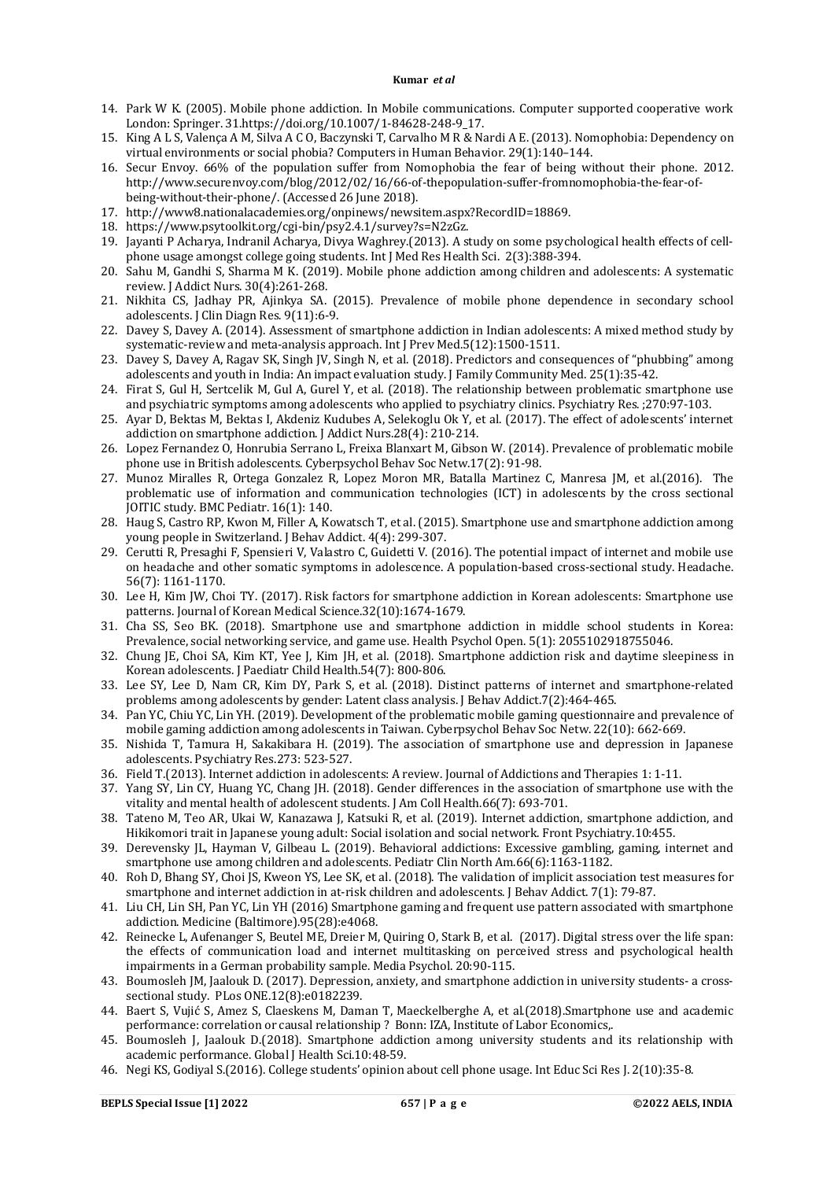14. Park W K. (2005). Mobile phone addiction. In Mobile communications. Computer supported cooperative work London: Springer. 31.https://doi.org/10.1007/1-84628-248-9_17.
15. King A L S, Valença A M, Silva A C O, Baczynski T, Carvalho M R & Nardi A E. (2013). Nomophobia: Dependency on virtual environments or social phobia? Computers in Human Behavior. 29(1):140–144.
16. Secur Envoy. 66% of the population suffer from Nomophobia the fear of being without their phone. 2012. http://www.securenvoy.com/blog/2012/02/16/66-of-thepopulation-suffer-fromnomophobia-the-fear-of-being-without-their-phone/. (Accessed 26 June 2018).
17. http://www8.nationalacademies.org/onpinews/newsitem.aspx?RecordID=18869.
18. https://www.psytoolkit.org/cgi-bin/psy2.4.1/survey?s=N2zGz.
19. Jayanti P Acharya, Indranil Acharya, Divya Waghrey.(2013). A study on some psychological health effects of cell-phone usage amongst college going students. Int J Med Res Health Sci. 2(3):388-394.
20. Sahu M, Gandhi S, Sharma M K. (2019). Mobile phone addiction among children and adolescents: A systematic review. J Addict Nurs. 30(4):261-268.
21. Nikhita CS, Jadhay PR, Ajinkya SA. (2015). Prevalence of mobile phone dependence in secondary school adolescents. J Clin Diagn Res. 9(11):6-9.
22. Davey S, Davey A. (2014). Assessment of smartphone addiction in Indian adolescents: A mixed method study by systematic-review and meta-analysis approach. Int J Prev Med.5(12):1500-1511.
23. Davey S, Davey A, Ragav SK, Singh JV, Singh N, et al. (2018). Predictors and consequences of "phubbing" among adolescents and youth in India: An impact evaluation study. J Family Community Med. 25(1):35-42.
24. Firat S, Gul H, Sertcelik M, Gul A, Gurel Y, et al. (2018). The relationship between problematic smartphone use and psychiatric symptoms among adolescents who applied to psychiatry clinics. Psychiatry Res. ;270:97-103.
25. Ayar D, Bektas M, Bektas I, Akdeniz Kudubes A, Selekoglu Ok Y, et al. (2017). The effect of adolescents' internet addiction on smartphone addiction. J Addict Nurs.28(4): 210-214.
26. Lopez Fernandez O, Honrubia Serrano L, Freixa Blanxart M, Gibson W. (2014). Prevalence of problematic mobile phone use in British adolescents. Cyberpsychol Behav Soc Netw.17(2): 91-98.
27. Munoz Miralles R, Ortega Gonzalez R, Lopez Moron MR, Batalla Martinez C, Manresa JM, et al.(2016). The problematic use of information and communication technologies (ICT) in adolescents by the cross sectional JOITIC study. BMC Pediatr. 16(1): 140.
28. Haug S, Castro RP, Kwon M, Filler A, Kowatsch T, et al. (2015). Smartphone use and smartphone addiction among young people in Switzerland. J Behav Addict. 4(4): 299-307.
29. Cerutti R, Presaghi F, Spensieri V, Valastro C, Guidetti V. (2016). The potential impact of internet and mobile use on headache and other somatic symptoms in adolescence. A population-based cross-sectional study. Headache. 56(7): 1161-1170.
30. Lee H, Kim JW, Choi TY. (2017). Risk factors for smartphone addiction in Korean adolescents: Smartphone use patterns. Journal of Korean Medical Science.32(10):1674-1679.
31. Cha SS, Seo BK. (2018). Smartphone use and smartphone addiction in middle school students in Korea: Prevalence, social networking service, and game use. Health Psychol Open. 5(1): 2055102918755046.
32. Chung JE, Choi SA, Kim KT, Yee J, Kim JH, et al. (2018). Smartphone addiction risk and daytime sleepiness in Korean adolescents. J Paediatr Child Health.54(7): 800-806.
33. Lee SY, Lee D, Nam CR, Kim DY, Park S, et al. (2018). Distinct patterns of internet and smartphone-related problems among adolescents by gender: Latent class analysis. J Behav Addict.7(2):464-465.
34. Pan YC, Chiu YC, Lin YH. (2019). Development of the problematic mobile gaming questionnaire and prevalence of mobile gaming addiction among adolescents in Taiwan. Cyberpsychol Behav Soc Netw. 22(10): 662-669.
35. Nishida T, Tamura H, Sakakibara H. (2019). The association of smartphone use and depression in Japanese adolescents. Psychiatry Res.273: 523-527.
36. Field T.(2013). Internet addiction in adolescents: A review. Journal of Addictions and Therapies 1: 1-11.
37. Yang SY, Lin CY, Huang YC, Chang JH. (2018). Gender differences in the association of smartphone use with the vitality and mental health of adolescent students. J Am Coll Health.66(7): 693-701.
38. Tateno M, Teo AR, Ukai W, Kanazawa J, Katsuki R, et al. (2019). Internet addiction, smartphone addiction, and Hikikomori trait in Japanese young adult: Social isolation and social network. Front Psychiatry.10:455.
39. Derevensky JL, Hayman V, Gilbeau L. (2019). Behavioral addictions: Excessive gambling, gaming, internet and smartphone use among children and adolescents. Pediatr Clin North Am.66(6):1163-1182.
40. Roh D, Bhang SY, Choi JS, Kweon YS, Lee SK, et al. (2018). The validation of implicit association test measures for smartphone and internet addiction in at-risk children and adolescents. J Behav Addict. 7(1): 79-87.
41. Liu CH, Lin SH, Pan YC, Lin YH (2016) Smartphone gaming and frequent use pattern associated with smartphone addiction. Medicine (Baltimore).95(28):e4068.
42. Reinecke L, Aufenanger S, Beutel ME, Dreier M, Quiring O, Stark B, et al. (2017). Digital stress over the life span: the effects of communication load and internet multitasking on perceived stress and psychological health impairments in a German probability sample. Media Psychol. 20:90-115.
43. Boumosleh JM, Jaalouk D. (2017). Depression, anxiety, and smartphone addiction in university students- a cross-sectional study. PLos ONE.12(8):e0182239.
44. Baert S, Vujić S, Amez S, Claeskens M, Daman T, Maeckelberghe A, et al.(2018).Smartphone use and academic performance: correlation or causal relationship ? Bonn: IZA, Institute of Labor Economics,.
45. Boumosleh J, Jaalouk D.(2018). Smartphone addiction among university students and its relationship with academic performance. Global J Health Sci.10:48-59.
46. Negi KS, Godiyal S.(2016). College students' opinion about cell phone usage. Int Educ Sci Res J. 2(10):35-8.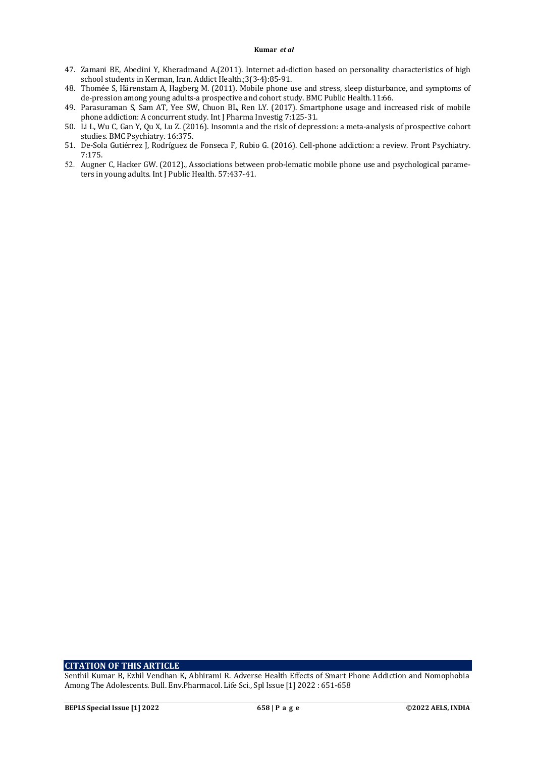47. Zamani BE, Abedini Y, Kheradmand A.(2011). Internet ad-diction based on personality characteristics of high school students in Kerman, Iran. Addict Health.;3(3-4):85-91.
48. Thomée S, Härenstam A, Hagberg M. (2011). Mobile phone use and stress, sleep disturbance, and symptoms of de-pression among young adults-a prospective and cohort study. BMC Public Health.11:66.
49. Parasuraman S, Sam AT, Yee SW, Chuon BL, Ren LY. (2017). Smartphone usage and increased risk of mobile phone addiction: A concurrent study. Int J Pharma Investig 7:125-31.
50. Li L, Wu C, Gan Y, Qu X, Lu Z. (2016). Insomnia and the risk of depression: a meta-analysis of prospective cohort studies. BMC Psychiatry. 16:375.
51. De-Sola Gutiérrez J, Rodríguez de Fonseca F, Rubio G. (2016). Cell-phone addiction: a review. Front Psychiatry. 7:175.
52. Augner C, Hacker GW. (2012)., Associations between prob-lematic mobile phone use and psychological parame-ters in young adults. Int J Public Health. 57:437-41.

## CITATION OF THIS ARTICLE

Senthil Kumar B, Ezhil Vendhan K, Abhirami R. Adverse Health Effects of Smart Phone Addiction and Nomophobia Among The Adolescents. Bull. Env.Pharmacol. Life Sci., Spl Issue [1] 2022 : 651-658